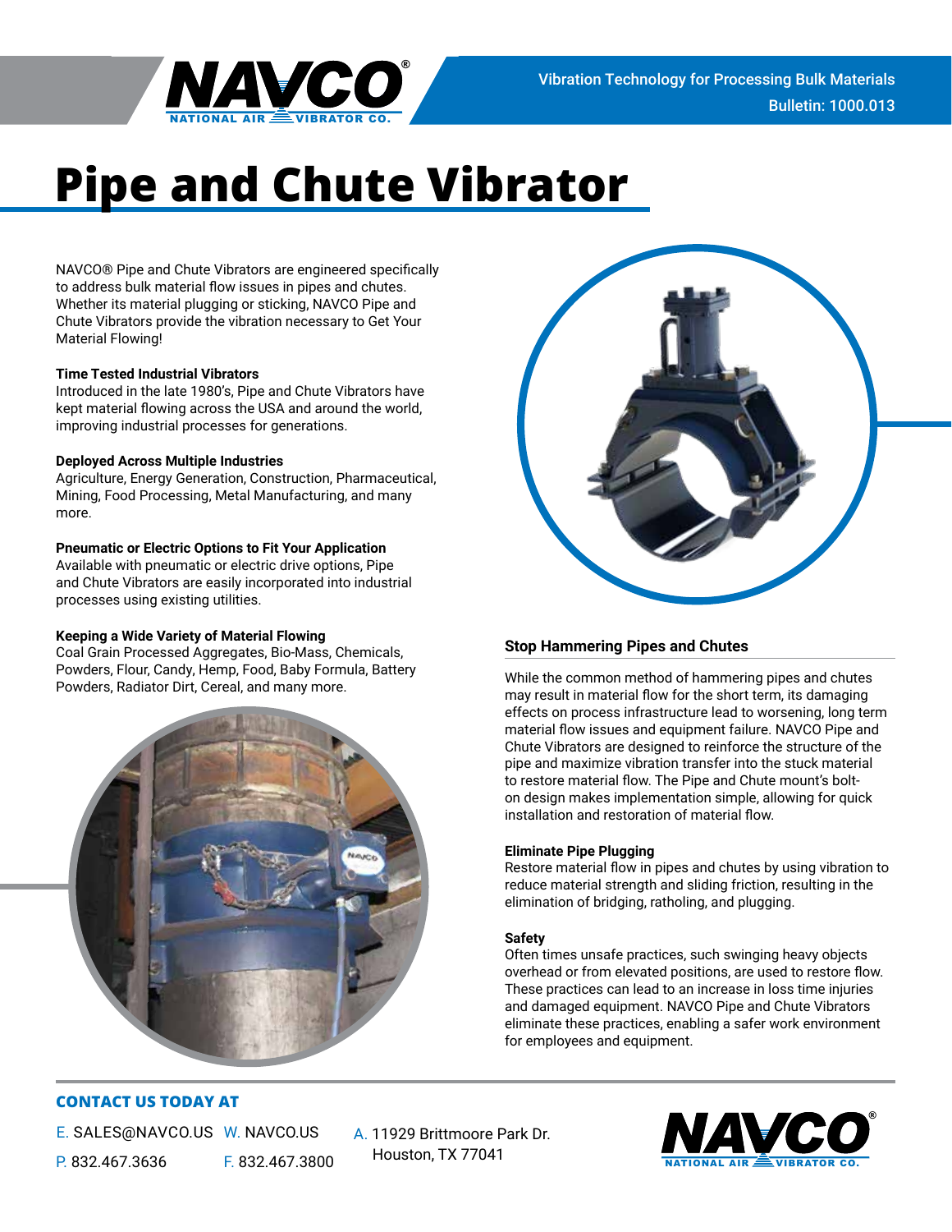Vibration Technology for Processing Bulk Materials
Bulletin: 1000.013

# Pipe and Chute Vibrator

NAVCO® Pipe and Chute Vibrators are engineered specifically to address bulk material flow issues in pipes and chutes. Whether its material plugging or sticking, NAVCO Pipe and Chute Vibrators provide the vibration necessary to Get Your Material Flowing!

**Time Tested Industrial Vibrators**
Introduced in the late 1980's, Pipe and Chute Vibrators have kept material flowing across the USA and around the world, improving industrial processes for generations.

**Deployed Across Multiple Industries**
Agriculture, Energy Generation, Construction, Pharmaceutical, Mining, Food Processing, Metal Manufacturing, and many more.

**Pneumatic or Electric Options to Fit Your Application**
Available with pneumatic or electric drive options, Pipe and Chute Vibrators are easily incorporated into industrial processes using existing utilities.

**Keeping a Wide Variety of Material Flowing**
Coal Grain Processed Aggregates, Bio-Mass, Chemicals, Powders, Flour, Candy, Hemp, Food, Baby Formula, Battery Powders, Radiator Dirt, Cereal, and many more.

## Stop Hammering Pipes and Chutes

While the common method of hammering pipes and chutes may result in material flow for the short term, its damaging effects on process infrastructure lead to worsening, long term material flow issues and equipment failure. NAVCO Pipe and Chute Vibrators are designed to reinforce the structure of the pipe and maximize vibration transfer into the stuck material to restore material flow. The Pipe and Chute mount's bolt-on design makes implementation simple, allowing for quick installation and restoration of material flow.

**Eliminate Pipe Plugging**
Restore material flow in pipes and chutes by using vibration to reduce material strength and sliding friction, resulting in the elimination of bridging, ratholing, and plugging.

**Safety**
Often times unsafe practices, such swinging heavy objects overhead or from elevated positions, are used to restore flow. These practices can lead to an increase in loss time injuries and damaged equipment. NAVCO Pipe and Chute Vibrators eliminate these practices, enabling a safer work environment for employees and equipment.

**CONTACT US TODAY AT**

E. SALES@NAVCO.US W. NAVCO.US
P. 832.467.3636 F. 832.467.3800
A. 11929 Brittmoore Park Dr.
Houston, TX 77041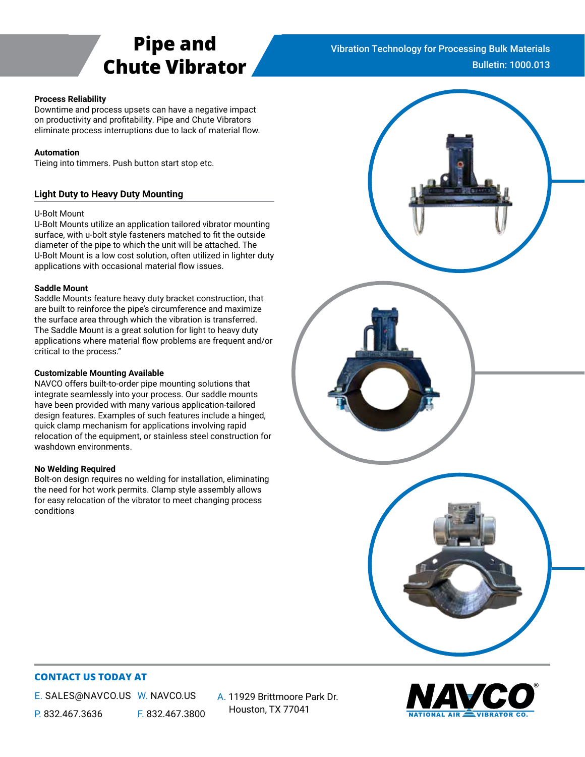# Pipe and Chute Vibrator

Vibration Technology for Processing Bulk Materials

Bulletin: 1000.013

**Process Reliability**

Downtime and process upsets can have a negative impact on productivity and profitability. Pipe and Chute Vibrators eliminate process interruptions due to lack of material flow.

**Automation**

Tieing into timmers. Push button start stop etc.

## Light Duty to Heavy Duty Mounting

U-Bolt Mount

U-Bolt Mounts utilize an application tailored vibrator mounting surface, with u-bolt style fasteners matched to fit the outside diameter of the pipe to which the unit will be attached. The U-Bolt Mount is a low cost solution, often utilized in lighter duty applications with occasional material flow issues.

**Saddle Mount**

Saddle Mounts feature heavy duty bracket construction, that are built to reinforce the pipe's circumference and maximize the surface area through which the vibration is transferred. The Saddle Mount is a great solution for light to heavy duty applications where material flow problems are frequent and/or critical to the process."

**Customizable Mounting Available**

NAVCO offers built-to-order pipe mounting solutions that integrate seamlessly into your process. Our saddle mounts have been provided with many various application-tailored design features. Examples of such features include a hinged, quick clamp mechanism for applications involving rapid relocation of the equipment, or stainless steel construction for washdown environments.

**No Welding Required**

Bolt-on design requires no welding for installation, eliminating the need for hot work permits. Clamp style assembly allows for easy relocation of the vibrator to meet changing process conditions

**CONTACT US TODAY AT**

E. SALES@NAVCO.US W. NAVCO.US

P. 832.467.3636 F. 832.467.3800

A. 11929 Brittmoore Park Dr.
Houston, TX 77041

NAVCO® NATIONAL AIR VIBRATOR CO.